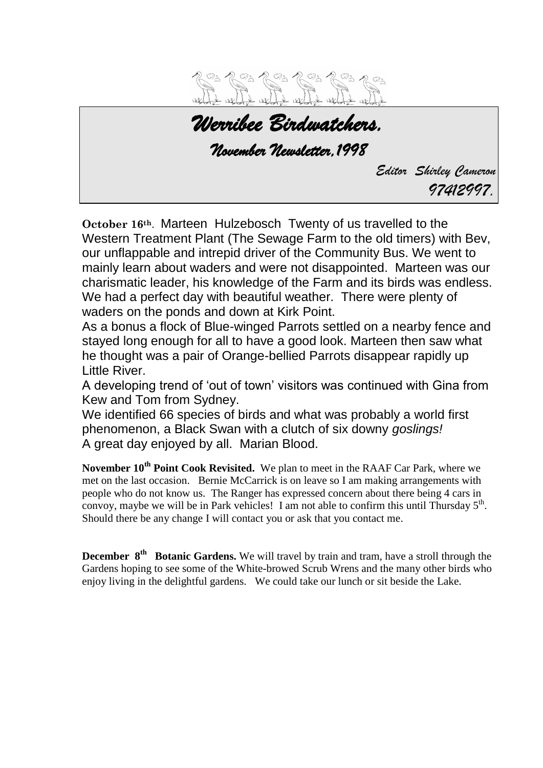# *Werribee Birdwatchers.*

## *November Newsletter,1998*

*Editor Shirley Cameron*
*97412997.*

**October 16th**. Marteen Hulzebosch Twenty of us travelled to the Western Treatment Plant (The Sewage Farm to the old timers) with Bev, our unflappable and intrepid driver of the Community Bus. We went to mainly learn about waders and were not disappointed. Marteen was our charismatic leader, his knowledge of the Farm and its birds was endless. We had a perfect day with beautiful weather. There were plenty of waders on the ponds and down at Kirk Point.
As a bonus a flock of Blue-winged Parrots settled on a nearby fence and stayed long enough for all to have a good look. Marteen then saw what he thought was a pair of Orange-bellied Parrots disappear rapidly up Little River.
A developing trend of 'out of town' visitors was continued with Gina from Kew and Tom from Sydney.
We identified 66 species of birds and what was probably a world first phenomenon, a Black Swan with a clutch of six downy *goslings!*
A great day enjoyed by all. Marian Blood.

**November 10th Point Cook Revisited.** We plan to meet in the RAAF Car Park, where we met on the last occasion. Bernie McCarrick is on leave so I am making arrangements with people who do not know us. The Ranger has expressed concern about there being 4 cars in convoy, maybe we will be in Park vehicles! I am not able to confirm this until Thursday 5th. Should there be any change I will contact you or ask that you contact me.

**December 8th Botanic Gardens.** We will travel by train and tram, have a stroll through the Gardens hoping to see some of the White-browed Scrub Wrens and the many other birds who enjoy living in the delightful gardens. We could take our lunch or sit beside the Lake.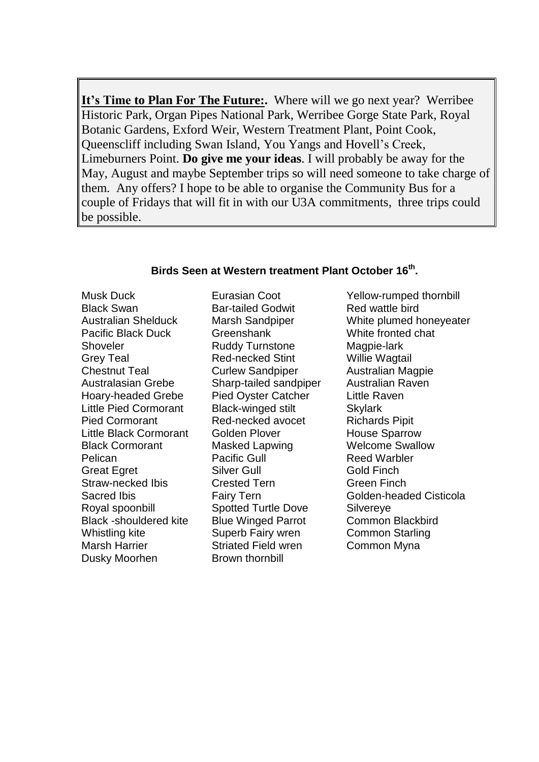**It's Time to Plan For The Future:.** Where will we go next year? Werribee Historic Park, Organ Pipes National Park, Werribee Gorge State Park, Royal Botanic Gardens, Exford Weir, Western Treatment Plant, Point Cook, Queenscliff including Swan Island, You Yangs and Hovell's Creek, Limeburners Point. **Do give me your ideas**. I will probably be away for the May, August and maybe September trips so will need someone to take charge of them. Any offers? I hope to be able to organise the Community Bus for a couple of Fridays that will fit in with our U3A commitments, three trips could be possible.

**Birds Seen at Western treatment Plant October 16th.**

Musk Duck
Black Swan
Australian Shelduck
Pacific Black Duck
Shoveler
Grey Teal
Chestnut Teal
Australasian Grebe
Hoary-headed Grebe
Little Pied Cormorant
Pied Cormorant
Little Black Cormorant
Black Cormorant
Pelican
Great Egret
Straw-necked Ibis
Sacred Ibis
Royal spoonbill
Black -shouldered kite
Whistling kite
Marsh Harrier
Dusky Moorhen
Eurasian Coot
Bar-tailed Godwit
Marsh Sandpiper
Greenshank
Ruddy Turnstone
Red-necked Stint
Curlew Sandpiper
Sharp-tailed sandpiper
Pied Oyster Catcher
Black-winged stilt
Red-necked avocet
Golden Plover
Masked Lapwing
Pacific Gull
Silver Gull
Crested Tern
Fairy Tern
Spotted Turtle Dove
Blue Winged Parrot
Superb Fairy wren
Striated Field wren
Brown thornbill
Yellow-rumped thornbill
Red wattle bird
White plumed honeyeater
White fronted chat
Magpie-lark
Willie Wagtail
Australian Magpie
Australian Raven
Little Raven
Skylark
Richards Pipit
House Sparrow
Welcome Swallow
Reed Warbler
Gold Finch
Green Finch
Golden-headed Cisticola
Silvereye
Common Blackbird
Common Starling
Common Myna